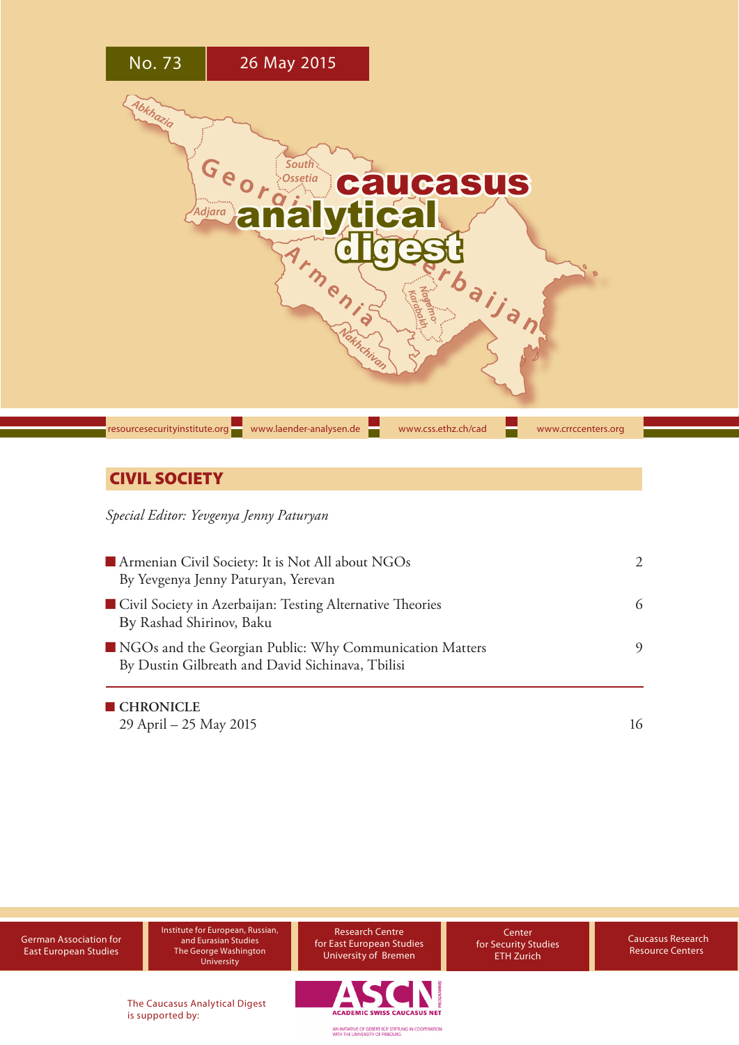No. 73 26 May 2015

# caucasus analytical digest

resourcesecurityinstitute.org | www.laender-analysen.de | www.css.ethz.ch/cad | www.crrccenters.org

## CIVIL SOCIETY

*Special Editor: Yevgenya Jenny Paturyan*

- Armenian Civil Society: It is Not All about NGOs — 2
  By Yevgenya Jenny Paturyan, Yerevan
- Civil Society in Azerbaijan: Testing Alternative Theories — 6
  By Rashad Shirinov, Baku
- NGOs and the Georgian Public: Why Communication Matters — 9
  By Dustin Gilbreath and David Sichinava, Tbilisi

- CHRONICLE
  29 April – 25 May 2015 — 16

German Association for East European Studies | Institute for European, Russian, and Eurasian Studies The George Washington University | Research Centre for East European Studies University of Bremen | Center for Security Studies ETH Zurich | Caucasus Research Resource Centers

The Caucasus Analytical Digest is supported by:

ASCN ACADEMIC SWISS CAUCASUS NET PROGRAMME

AN INITIATIVE OF GEBERT RÜF STIFTUNG IN COOPERATION WITH THE UNIVERSITY OF FRIBOURG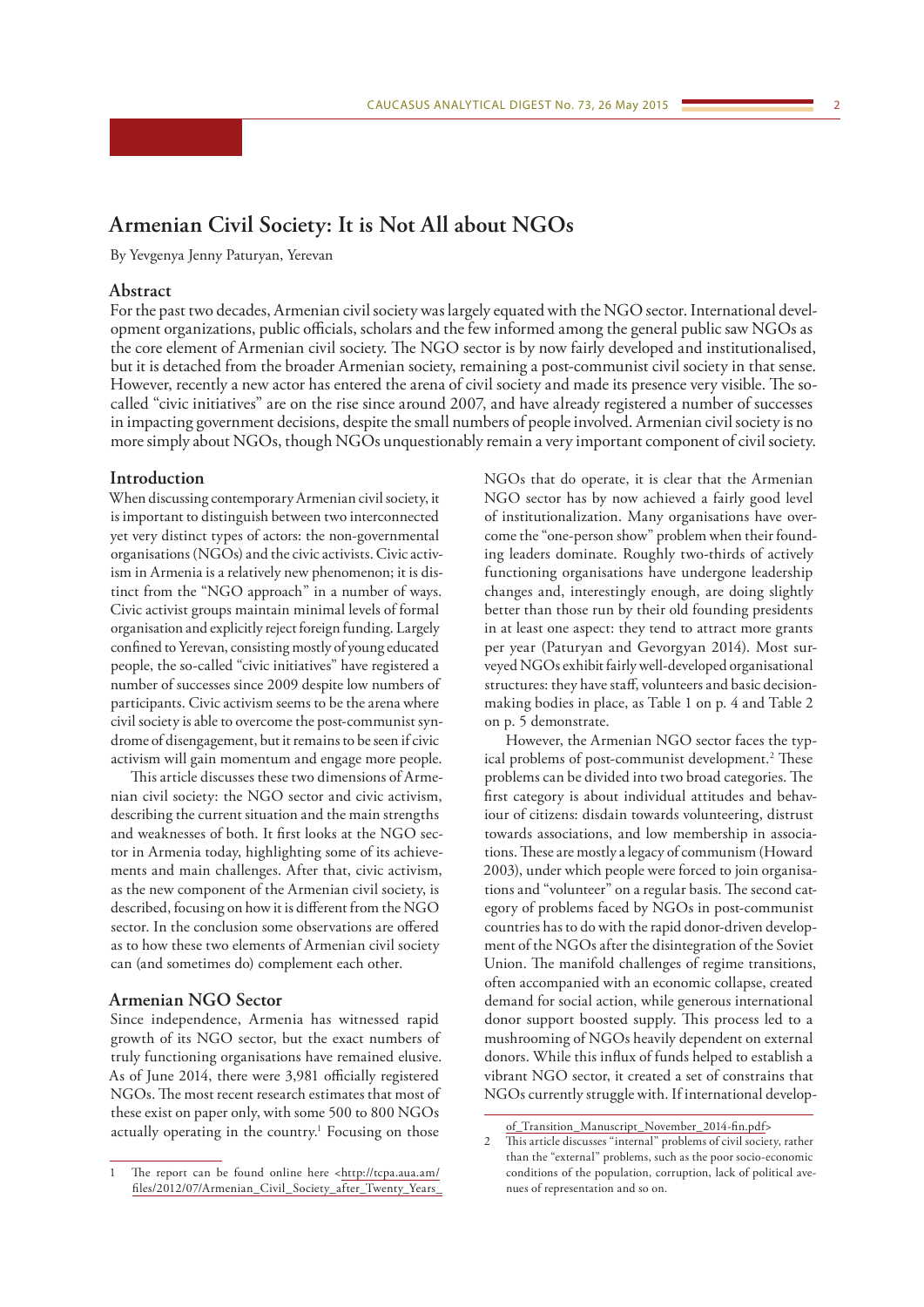# Armenian Civil Society: It is Not All about NGOs

By Yevgenya Jenny Paturyan, Yerevan

## Abstract

For the past two decades, Armenian civil society was largely equated with the NGO sector. International development organizations, public officials, scholars and the few informed among the general public saw NGOs as the core element of Armenian civil society. The NGO sector is by now fairly developed and institutionalised, but it is detached from the broader Armenian society, remaining a post-communist civil society in that sense. However, recently a new actor has entered the arena of civil society and made its presence very visible. The so-called "civic initiatives" are on the rise since around 2007, and have already registered a number of successes in impacting government decisions, despite the small numbers of people involved. Armenian civil society is no more simply about NGOs, though NGOs unquestionably remain a very important component of civil society.

## Introduction

When discussing contemporary Armenian civil society, it is important to distinguish between two interconnected yet very distinct types of actors: the non-governmental organisations (NGOs) and the civic activists. Civic activism in Armenia is a relatively new phenomenon; it is distinct from the "NGO approach" in a number of ways. Civic activist groups maintain minimal levels of formal organisation and explicitly reject foreign funding. Largely confined to Yerevan, consisting mostly of young educated people, the so-called "civic initiatives" have registered a number of successes since 2009 despite low numbers of participants. Civic activism seems to be the arena where civil society is able to overcome the post-communist syndrome of disengagement, but it remains to be seen if civic activism will gain momentum and engage more people.

This article discusses these two dimensions of Armenian civil society: the NGO sector and civic activism, describing the current situation and the main strengths and weaknesses of both. It first looks at the NGO sector in Armenia today, highlighting some of its achievements and main challenges. After that, civic activism, as the new component of the Armenian civil society, is described, focusing on how it is different from the NGO sector. In the conclusion some observations are offered as to how these two elements of Armenian civil society can (and sometimes do) complement each other.

## Armenian NGO Sector

Since independence, Armenia has witnessed rapid growth of its NGO sector, but the exact numbers of truly functioning organisations have remained elusive. As of June 2014, there were 3,981 officially registered NGOs. The most recent research estimates that most of these exist on paper only, with some 500 to 800 NGOs actually operating in the country.[1] Focusing on those NGOs that do operate, it is clear that the Armenian NGO sector has by now achieved a fairly good level of institutionalization. Many organisations have overcome the "one-person show" problem when their founding leaders dominate. Roughly two-thirds of actively functioning organisations have undergone leadership changes and, interestingly enough, are doing slightly better than those run by their old founding presidents in at least one aspect: they tend to attract more grants per year (Paturyan and Gevorgyan 2014). Most surveyed NGOs exhibit fairly well-developed organisational structures: they have staff, volunteers and basic decision-making bodies in place, as Table 1 on p. 4 and Table 2 on p. 5 demonstrate.

However, the Armenian NGO sector faces the typical problems of post-communist development.[2] These problems can be divided into two broad categories. The first category is about individual attitudes and behaviour of citizens: disdain towards volunteering, distrust towards associations, and low membership in associations. These are mostly a legacy of communism (Howard 2003), under which people were forced to join organisations and "volunteer" on a regular basis. The second category of problems faced by NGOs in post-communist countries has to do with the rapid donor-driven development of the NGOs after the disintegration of the Soviet Union. The manifold challenges of regime transitions, often accompanied with an economic collapse, created demand for social action, while generous international donor support boosted supply. This process led to a mushrooming of NGOs heavily dependent on external donors. While this influx of funds helped to establish a vibrant NGO sector, it created a set of constrains that NGOs currently struggle with. If international develop-

---

1 The report can be found online here <http://tcpa.aua.am/files/2012/07/Armenian_Civil_Society_after_Twenty_Years_of_Transition_Manuscript_November_2014-fin.pdf>

2 This article discusses "internal" problems of civil society, rather than the "external" problems, such as the poor socio-economic conditions of the population, corruption, lack of political avenues of representation and so on.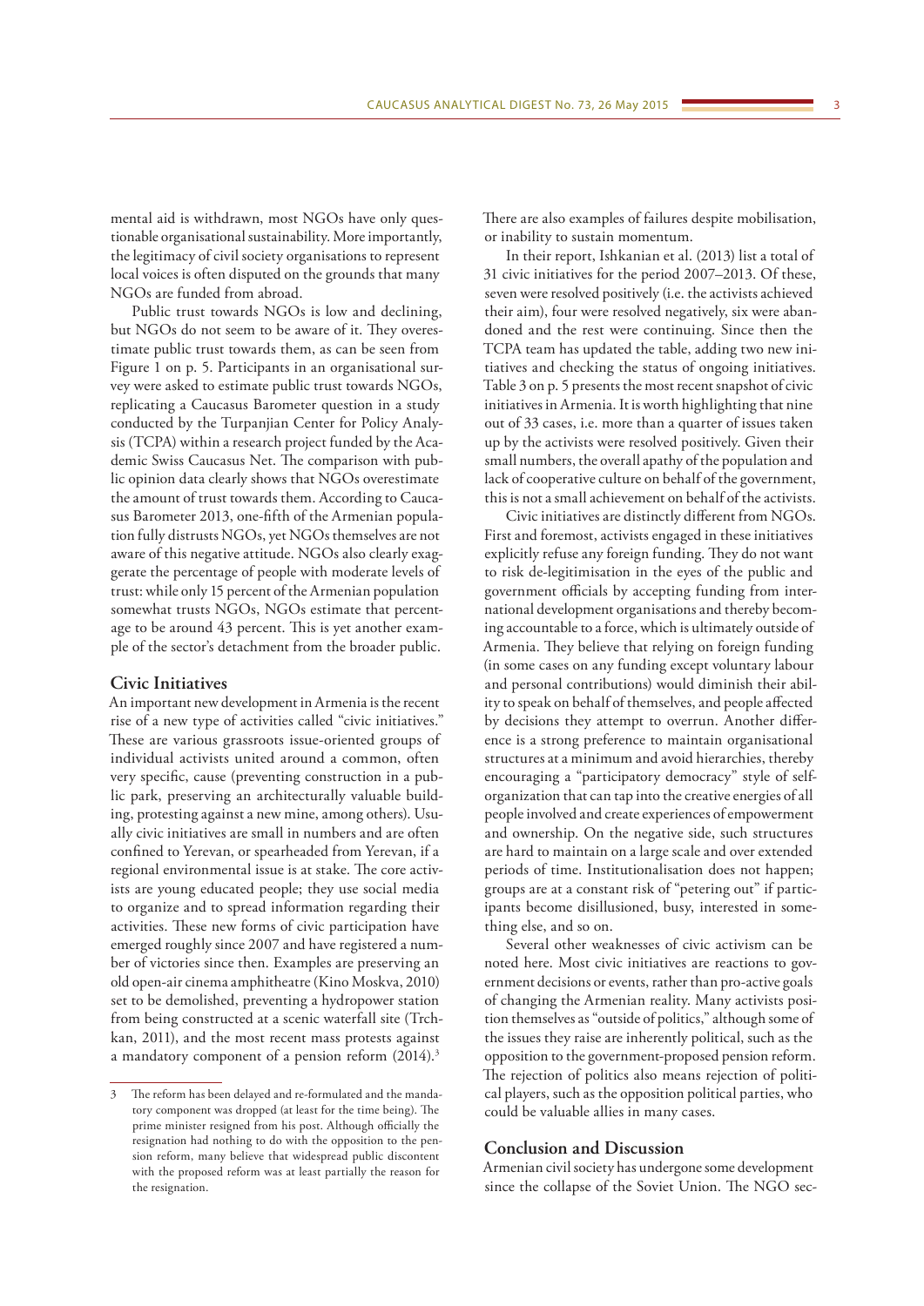mental aid is withdrawn, most NGOs have only questionable organisational sustainability. More importantly, the legitimacy of civil society organisations to represent local voices is often disputed on the grounds that many NGOs are funded from abroad.

Public trust towards NGOs is low and declining, but NGOs do not seem to be aware of it. They overestimate public trust towards them, as can be seen from Figure 1 on p. 5. Participants in an organisational survey were asked to estimate public trust towards NGOs, replicating a Caucasus Barometer question in a study conducted by the Turpanjian Center for Policy Analysis (TCPA) within a research project funded by the Academic Swiss Caucasus Net. The comparison with public opinion data clearly shows that NGOs overestimate the amount of trust towards them. According to Caucasus Barometer 2013, one-fifth of the Armenian population fully distrusts NGOs, yet NGOs themselves are not aware of this negative attitude. NGOs also clearly exaggerate the percentage of people with moderate levels of trust: while only 15 percent of the Armenian population somewhat trusts NGOs, NGOs estimate that percentage to be around 43 percent. This is yet another example of the sector's detachment from the broader public.

## Civic Initiatives

An important new development in Armenia is the recent rise of a new type of activities called "civic initiatives." These are various grassroots issue-oriented groups of individual activists united around a common, often very specific, cause (preventing construction in a public park, preserving an architecturally valuable building, protesting against a new mine, among others). Usually civic initiatives are small in numbers and are often confined to Yerevan, or spearheaded from Yerevan, if a regional environmental issue is at stake. The core activists are young educated people; they use social media to organize and to spread information regarding their activities. These new forms of civic participation have emerged roughly since 2007 and have registered a number of victories since then. Examples are preserving an old open-air cinema amphitheatre (Kino Moskva, 2010) set to be demolished, preventing a hydropower station from being constructed at a scenic waterfall site (Trchkan, 2011), and the most recent mass protests against a mandatory component of a pension reform (2014).[3]

There are also examples of failures despite mobilisation, or inability to sustain momentum.

In their report, Ishkanian et al. (2013) list a total of 31 civic initiatives for the period 2007–2013. Of these, seven were resolved positively (i.e. the activists achieved their aim), four were resolved negatively, six were abandoned and the rest were continuing. Since then the TCPA team has updated the table, adding two new initiatives and checking the status of ongoing initiatives. Table 3 on p. 5 presents the most recent snapshot of civic initiatives in Armenia. It is worth highlighting that nine out of 33 cases, i.e. more than a quarter of issues taken up by the activists were resolved positively. Given their small numbers, the overall apathy of the population and lack of cooperative culture on behalf of the government, this is not a small achievement on behalf of the activists.

Civic initiatives are distinctly different from NGOs. First and foremost, activists engaged in these initiatives explicitly refuse any foreign funding. They do not want to risk de-legitimisation in the eyes of the public and government officials by accepting funding from international development organisations and thereby becoming accountable to a force, which is ultimately outside of Armenia. They believe that relying on foreign funding (in some cases on any funding except voluntary labour and personal contributions) would diminish their ability to speak on behalf of themselves, and people affected by decisions they attempt to overrun. Another difference is a strong preference to maintain organisational structures at a minimum and avoid hierarchies, thereby encouraging a "participatory democracy" style of self-organization that can tap into the creative energies of all people involved and create experiences of empowerment and ownership. On the negative side, such structures are hard to maintain on a large scale and over extended periods of time. Institutionalisation does not happen; groups are at a constant risk of "petering out" if participants become disillusioned, busy, interested in something else, and so on.

Several other weaknesses of civic activism can be noted here. Most civic initiatives are reactions to government decisions or events, rather than pro-active goals of changing the Armenian reality. Many activists position themselves as "outside of politics," although some of the issues they raise are inherently political, such as the opposition to the government-proposed pension reform. The rejection of politics also means rejection of political players, such as the opposition political parties, who could be valuable allies in many cases.

## Conclusion and Discussion

Armenian civil society has undergone some development since the collapse of the Soviet Union. The NGO sec-

---

[3] The reform has been delayed and re-formulated and the mandatory component was dropped (at least for the time being). The prime minister resigned from his post. Although officially the resignation had nothing to do with the opposition to the pension reform, many believe that widespread public discontent with the proposed reform was at least partially the reason for the resignation.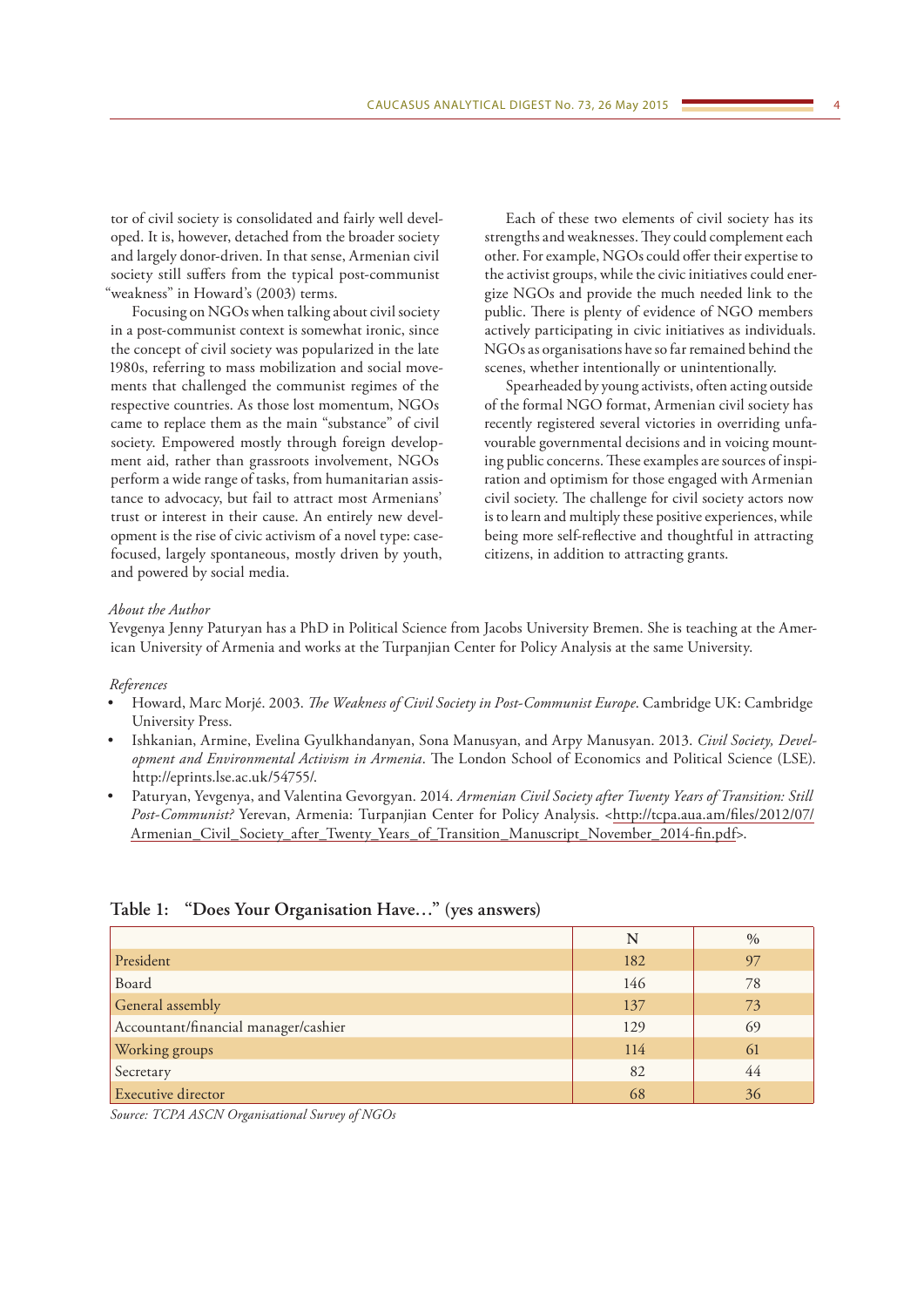tor of civil society is consolidated and fairly well developed. It is, however, detached from the broader society and largely donor-driven. In that sense, Armenian civil society still suffers from the typical post-communist "weakness" in Howard's (2003) terms.

Focusing on NGOs when talking about civil society in a post-communist context is somewhat ironic, since the concept of civil society was popularized in the late 1980s, referring to mass mobilization and social movements that challenged the communist regimes of the respective countries. As those lost momentum, NGOs came to replace them as the main "substance" of civil society. Empowered mostly through foreign development aid, rather than grassroots involvement, NGOs perform a wide range of tasks, from humanitarian assistance to advocacy, but fail to attract most Armenians' trust or interest in their cause. An entirely new development is the rise of civic activism of a novel type: case-focused, largely spontaneous, mostly driven by youth, and powered by social media.

Each of these two elements of civil society has its strengths and weaknesses. They could complement each other. For example, NGOs could offer their expertise to the activist groups, while the civic initiatives could energize NGOs and provide the much needed link to the public. There is plenty of evidence of NGO members actively participating in civic initiatives as individuals. NGOs as organisations have so far remained behind the scenes, whether intentionally or unintentionally.

Spearheaded by young activists, often acting outside of the formal NGO format, Armenian civil society has recently registered several victories in overriding unfavourable governmental decisions and in voicing mounting public concerns. These examples are sources of inspiration and optimism for those engaged with Armenian civil society. The challenge for civil society actors now is to learn and multiply these positive experiences, while being more self-reflective and thoughtful in attracting citizens, in addition to attracting grants.

*About the Author*

Yevgenya Jenny Paturyan has a PhD in Political Science from Jacobs University Bremen. She is teaching at the American University of Armenia and works at the Turpanjian Center for Policy Analysis at the same University.

*References*

- Howard, Marc Morjé. 2003. *The Weakness of Civil Society in Post-Communist Europe*. Cambridge UK: Cambridge University Press.
- Ishkanian, Armine, Evelina Gyulkhandanyan, Sona Manusyan, and Arpy Manusyan. 2013. *Civil Society, Development and Environmental Activism in Armenia*. The London School of Economics and Political Science (LSE). http://eprints.lse.ac.uk/54755/.
- Paturyan, Yevgenya, and Valentina Gevorgyan. 2014. *Armenian Civil Society after Twenty Years of Transition: Still Post-Communist?* Yerevan, Armenia: Turpanjian Center for Policy Analysis. <http://tcpa.aua.am/files/2012/07/Armenian_Civil_Society_after_Twenty_Years_of_Transition_Manuscript_November_2014-fin.pdf>.

**Table 1: "Does Your Organisation Have…" (yes answers)**

| | N | % |
|---|---|---|
| President | 182 | 97 |
| Board | 146 | 78 |
| General assembly | 137 | 73 |
| Accountant/financial manager/cashier | 129 | 69 |
| Working groups | 114 | 61 |
| Secretary | 82 | 44 |
| Executive director | 68 | 36 |

*Source: TCPA ASCN Organisational Survey of NGOs*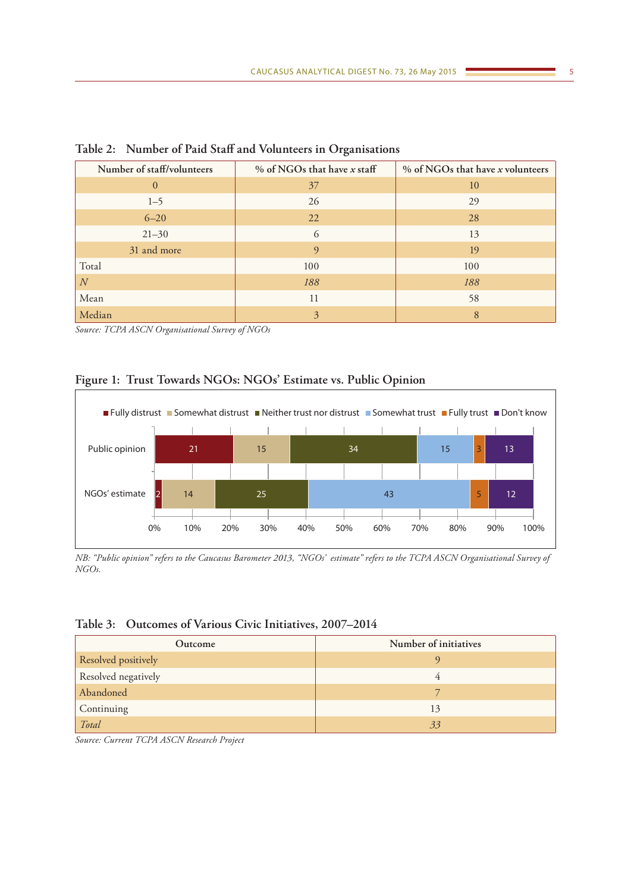## Table 2: Number of Paid Staff and Volunteers in Organisations

| Number of staff/volunteers | % of NGOs that have *x* staff | % of NGOs that have *x* volunteers |
|---|---|---|
| 0 | 37 | 10 |
| 1–5 | 26 | 29 |
| 6–20 | 22 | 28 |
| 21–30 | 6 | 13 |
| 31 and more | 9 | 19 |
| Total | 100 | 100 |
| *N* | *188* | *188* |
| Mean | 11 | 58 |
| Median | 3 | 8 |

*Source: TCPA ASCN Organisational Survey of NGOs*

## Figure 1: Trust Towards NGOs: NGOs' Estimate vs. Public Opinion

| | Fully distrust | Somewhat distrust | Neither trust nor distrust | Somewhat trust | Fully trust | Don't know |
|---|---|---|---|---|---|---|
| Public opinion | 21 | 15 | 34 | 15 | 3 | 13 |
| NGOs' estimate | 2 | 14 | 25 | 43 | 5 | 12 |

*NB: "Public opinion" refers to the Caucasus Barometer 2013, "NGOs' estimate" refers to the TCPA ASCN Organisational Survey of NGOs.*

## Table 3: Outcomes of Various Civic Initiatives, 2007–2014

| Outcome | Number of initiatives |
|---|---|
| Resolved positively | 9 |
| Resolved negatively | 4 |
| Abandoned | 7 |
| Continuing | 13 |
| *Total* | *33* |

*Source: Current TCPA ASCN Research Project*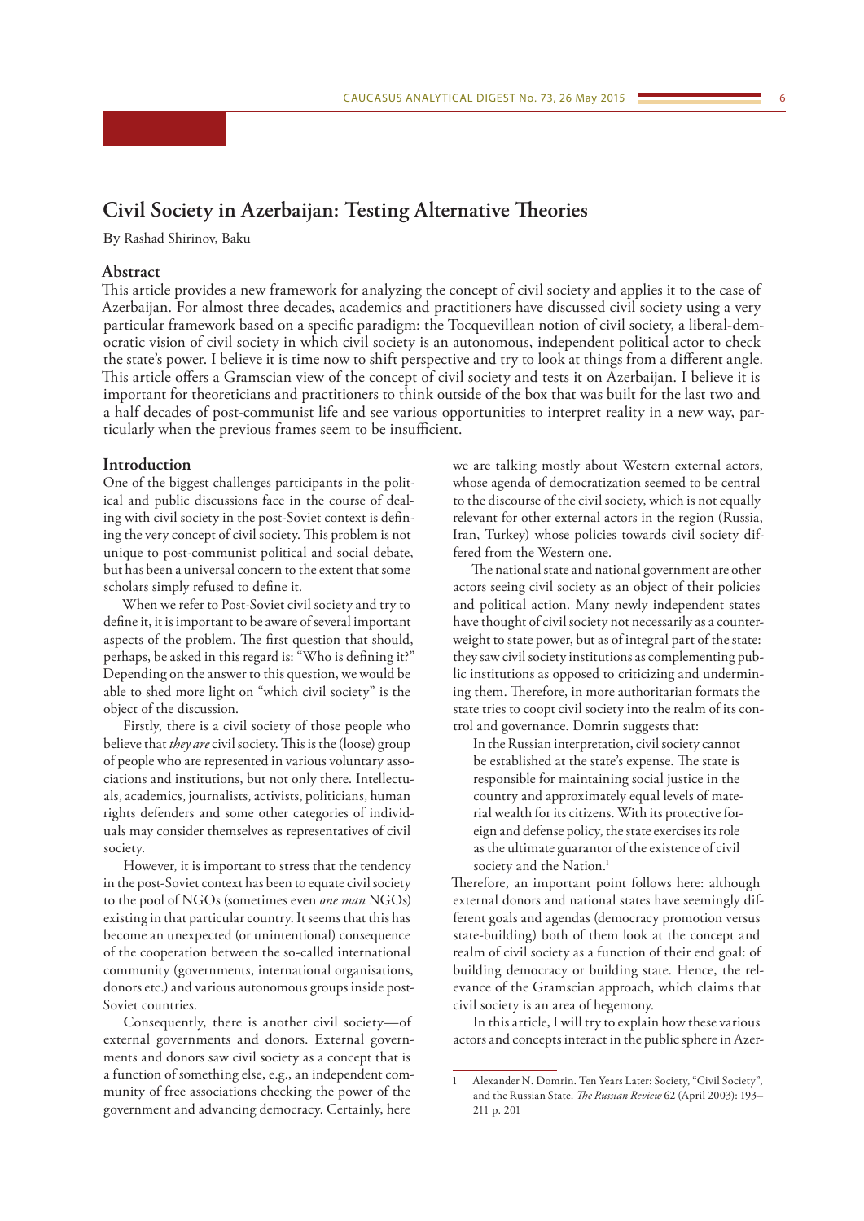# Civil Society in Azerbaijan: Testing Alternative Theories

By Rashad Shirinov, Baku

## Abstract

This article provides a new framework for analyzing the concept of civil society and applies it to the case of Azerbaijan. For almost three decades, academics and practitioners have discussed civil society using a very particular framework based on a specific paradigm: the Tocquevillean notion of civil society, a liberal-democratic vision of civil society in which civil society is an autonomous, independent political actor to check the state's power. I believe it is time now to shift perspective and try to look at things from a different angle. This article offers a Gramscian view of the concept of civil society and tests it on Azerbaijan. I believe it is important for theoreticians and practitioners to think outside of the box that was built for the last two and a half decades of post-communist life and see various opportunities to interpret reality in a new way, particularly when the previous frames seem to be insufficient.

## Introduction

One of the biggest challenges participants in the political and public discussions face in the course of dealing with civil society in the post-Soviet context is defining the very concept of civil society. This problem is not unique to post-communist political and social debate, but has been a universal concern to the extent that some scholars simply refused to define it.

When we refer to Post-Soviet civil society and try to define it, it is important to be aware of several important aspects of the problem. The first question that should, perhaps, be asked in this regard is: "Who is defining it?" Depending on the answer to this question, we would be able to shed more light on "which civil society" is the object of the discussion.

Firstly, there is a civil society of those people who believe that *they are* civil society. This is the (loose) group of people who are represented in various voluntary associations and institutions, but not only there. Intellectuals, academics, journalists, activists, politicians, human rights defenders and some other categories of individuals may consider themselves as representatives of civil society.

However, it is important to stress that the tendency in the post-Soviet context has been to equate civil society to the pool of NGOs (sometimes even *one man* NGOs) existing in that particular country. It seems that this has become an unexpected (or unintentional) consequence of the cooperation between the so-called international community (governments, international organisations, donors etc.) and various autonomous groups inside post-Soviet countries.

Consequently, there is another civil society—of external governments and donors. External governments and donors saw civil society as a concept that is a function of something else, e.g., an independent community of free associations checking the power of the government and advancing democracy. Certainly, here we are talking mostly about Western external actors, whose agenda of democratization seemed to be central to the discourse of the civil society, which is not equally relevant for other external actors in the region (Russia, Iran, Turkey) whose policies towards civil society differed from the Western one.

The national state and national government are other actors seeing civil society as an object of their policies and political action. Many newly independent states have thought of civil society not necessarily as a counterweight to state power, but as of integral part of the state: they saw civil society institutions as complementing public institutions as opposed to criticizing and undermining them. Therefore, in more authoritarian formats the state tries to coopt civil society into the realm of its control and governance. Domrin suggests that:

> In the Russian interpretation, civil society cannot be established at the state's expense. The state is responsible for maintaining social justice in the country and approximately equal levels of material wealth for its citizens. With its protective foreign and defense policy, the state exercises its role as the ultimate guarantor of the existence of civil society and the Nation.[1]

Therefore, an important point follows here: although external donors and national states have seemingly different goals and agendas (democracy promotion versus state-building) both of them look at the concept and realm of civil society as a function of their end goal: of building democracy or building state. Hence, the relevance of the Gramscian approach, which claims that civil society is an area of hegemony.

In this article, I will try to explain how these various actors and concepts interact in the public sphere in Azer-

---

1 Alexander N. Domrin. Ten Years Later: Society, "Civil Society", and the Russian State. *The Russian Review* 62 (April 2003): 193–211 p. 201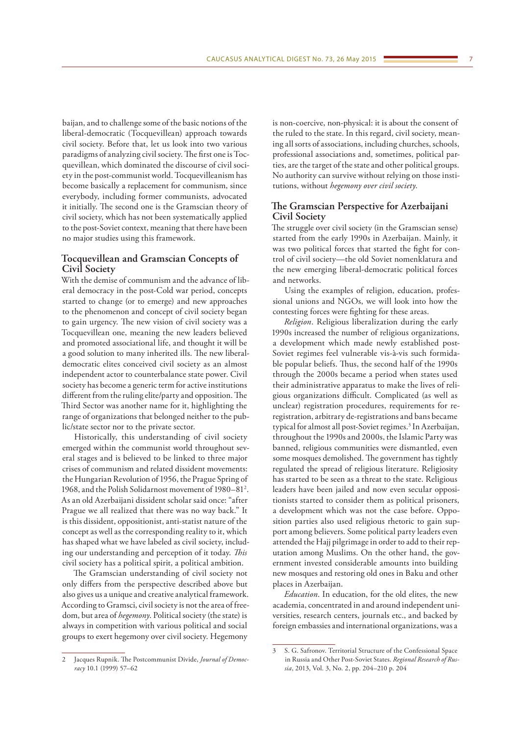baijan, and to challenge some of the basic notions of the liberal-democratic (Tocquevillean) approach towards civil society. Before that, let us look into two various paradigms of analyzing civil society. The first one is Tocquevillean, which dominated the discourse of civil society in the post-communist world. Tocquevilleanism has become basically a replacement for communism, since everybody, including former communists, advocated it initially. The second one is the Gramscian theory of civil society, which has not been systematically applied to the post-Soviet context, meaning that there have been no major studies using this framework.

## Tocquevillean and Gramscian Concepts of Civil Society

With the demise of communism and the advance of liberal democracy in the post-Cold war period, concepts started to change (or to emerge) and new approaches to the phenomenon and concept of civil society began to gain urgency. The new vision of civil society was a Tocquevillean one, meaning the new leaders believed and promoted associational life, and thought it will be a good solution to many inherited ills. The new liberal-democratic elites conceived civil society as an almost independent actor to counterbalance state power. Civil society has become a generic term for active institutions different from the ruling elite/party and opposition. The Third Sector was another name for it, highlighting the range of organizations that belonged neither to the public/state sector nor to the private sector.

Historically, this understanding of civil society emerged within the communist world throughout several stages and is believed to be linked to three major crises of communism and related dissident movements: the Hungarian Revolution of 1956, the Prague Spring of 1968, and the Polish Solidarnost movement of 1980–81[2]. As an old Azerbaijani dissident scholar said once: "after Prague we all realized that there was no way back." It is this dissident, oppositionist, anti-statist nature of the concept as well as the corresponding reality to it, which has shaped what we have labeled as civil society, including our understanding and perception of it today. *This* civil society has a political spirit, a political ambition.

The Gramscian understanding of civil society not only differs from the perspective described above but also gives us a unique and creative analytical framework. According to Gramsci, civil society is not the area of freedom, but area of *hegemony*. Political society (the state) is always in competition with various political and social groups to exert hegemony over civil society. Hegemony is non-coercive, non-physical: it is about the consent of the ruled to the state. In this regard, civil society, meaning all sorts of associations, including churches, schools, professional associations and, sometimes, political parties, are the target of the state and other political groups. No authority can survive without relying on those institutions, without *hegemony over civil society*.

## The Gramscian Perspective for Azerbaijani Civil Society

The struggle over civil society (in the Gramscian sense) started from the early 1990s in Azerbaijan. Mainly, it was two political forces that started the fight for control of civil society—the old Soviet nomenklatura and the new emerging liberal-democratic political forces and networks.

Using the examples of religion, education, professional unions and NGOs, we will look into how the contesting forces were fighting for these areas.

*Religion*. Religious liberalization during the early 1990s increased the number of religious organizations, a development which made newly established post-Soviet regimes feel vulnerable vis-à-vis such formidable popular beliefs. Thus, the second half of the 1990s through the 2000s became a period when states used their administrative apparatus to make the lives of religious organizations difficult. Complicated (as well as unclear) registration procedures, requirements for re-registration, arbitrary de-registrations and bans became typical for almost all post-Soviet regimes.[3] In Azerbaijan, throughout the 1990s and 2000s, the Islamic Party was banned, religious communities were dismantled, even some mosques demolished. The government has tightly regulated the spread of religious literature. Religiosity has started to be seen as a threat to the state. Religious leaders have been jailed and now even secular oppositionists started to consider them as political prisoners, a development which was not the case before. Opposition parties also used religious rhetoric to gain support among believers. Some political party leaders even attended the Hajj pilgrimage in order to add to their reputation among Muslims. On the other hand, the government invested considerable amounts into building new mosques and restoring old ones in Baku and other places in Azerbaijan.

*Education*. In education, for the old elites, the new academia, concentrated in and around independent universities, research centers, journals etc., and backed by foreign embassies and international organizations, was a

---

2 Jacques Rupnik. The Postcommunist Divide, *Journal of Democracy* 10.1 (1999) 57–62

3 S. G. Safronov. Territorial Structure of the Confessional Space in Russia and Other Post-Soviet States. *Regional Research of Russia*, 2013, Vol. 3, No. 2, pp. 204–210 p. 204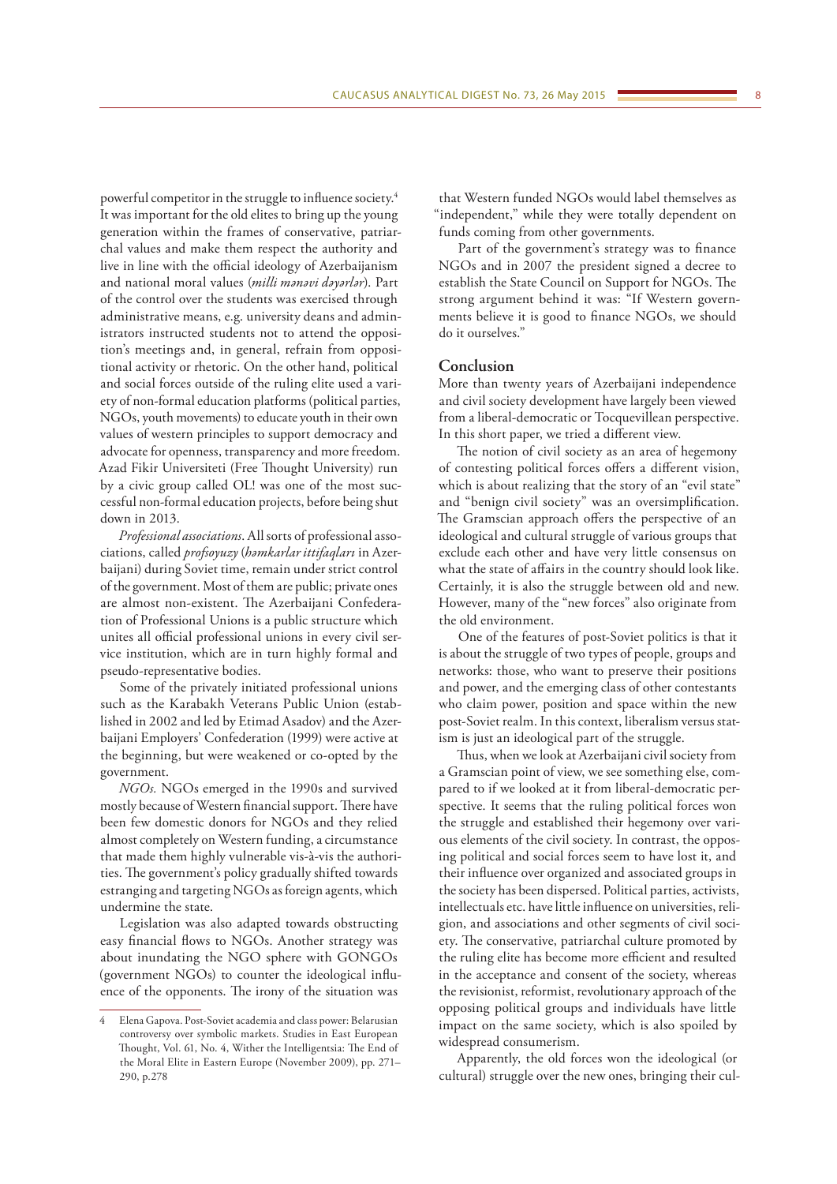powerful competitor in the struggle to influence society.[4] It was important for the old elites to bring up the young generation within the frames of conservative, patriarchal values and make them respect the authority and live in line with the official ideology of Azerbaijanism and national moral values (*milli mənəvi dəyərlər*). Part of the control over the students was exercised through administrative means, e.g. university deans and administrators instructed students not to attend the opposition's meetings and, in general, refrain from oppositional activity or rhetoric. On the other hand, political and social forces outside of the ruling elite used a variety of non-formal education platforms (political parties, NGOs, youth movements) to educate youth in their own values of western principles to support democracy and advocate for openness, transparency and more freedom. Azad Fikir Universiteti (Free Thought University) run by a civic group called OL! was one of the most successful non-formal education projects, before being shut down in 2013.

*Professional associations*. All sorts of professional associations, called *profsoyuzy* (*həmkarlar ittifaqları* in Azerbaijani) during Soviet time, remain under strict control of the government. Most of them are public; private ones are almost non-existent. The Azerbaijani Confederation of Professional Unions is a public structure which unites all official professional unions in every civil service institution, which are in turn highly formal and pseudo-representative bodies.

Some of the privately initiated professional unions such as the Karabakh Veterans Public Union (established in 2002 and led by Etimad Asadov) and the Azerbaijani Employers' Confederation (1999) were active at the beginning, but were weakened or co-opted by the government.

*NGOs.* NGOs emerged in the 1990s and survived mostly because of Western financial support. There have been few domestic donors for NGOs and they relied almost completely on Western funding, a circumstance that made them highly vulnerable vis-à-vis the authorities. The government's policy gradually shifted towards estranging and targeting NGOs as foreign agents, which undermine the state.

Legislation was also adapted towards obstructing easy financial flows to NGOs. Another strategy was about inundating the NGO sphere with GONGOs (government NGOs) to counter the ideological influence of the opponents. The irony of the situation was that Western funded NGOs would label themselves as "independent," while they were totally dependent on funds coming from other governments.

Part of the government's strategy was to finance NGOs and in 2007 the president signed a decree to establish the State Council on Support for NGOs. The strong argument behind it was: "If Western governments believe it is good to finance NGOs, we should do it ourselves."

## Conclusion

More than twenty years of Azerbaijani independence and civil society development have largely been viewed from a liberal-democratic or Tocquevillean perspective. In this short paper, we tried a different view.

The notion of civil society as an area of hegemony of contesting political forces offers a different vision, which is about realizing that the story of an "evil state" and "benign civil society" was an oversimplification. The Gramscian approach offers the perspective of an ideological and cultural struggle of various groups that exclude each other and have very little consensus on what the state of affairs in the country should look like. Certainly, it is also the struggle between old and new. However, many of the "new forces" also originate from the old environment.

One of the features of post-Soviet politics is that it is about the struggle of two types of people, groups and networks: those, who want to preserve their positions and power, and the emerging class of other contestants who claim power, position and space within the new post-Soviet realm. In this context, liberalism versus statism is just an ideological part of the struggle.

Thus, when we look at Azerbaijani civil society from a Gramscian point of view, we see something else, compared to if we looked at it from liberal-democratic perspective. It seems that the ruling political forces won the struggle and established their hegemony over various elements of the civil society. In contrast, the opposing political and social forces seem to have lost it, and their influence over organized and associated groups in the society has been dispersed. Political parties, activists, intellectuals etc. have little influence on universities, religion, and associations and other segments of civil society. The conservative, patriarchal culture promoted by the ruling elite has become more efficient and resulted in the acceptance and consent of the society, whereas the revisionist, reformist, revolutionary approach of the opposing political groups and individuals have little impact on the same society, which is also spoiled by widespread consumerism.

Apparently, the old forces won the ideological (or cultural) struggle over the new ones, bringing their cul-

---

4 Elena Gapova. Post-Soviet academia and class power: Belarusian controversy over symbolic markets. Studies in East European Thought, Vol. 61, No. 4, Wither the Intelligentsia: The End of the Moral Elite in Eastern Europe (November 2009), pp. 271–290, p.278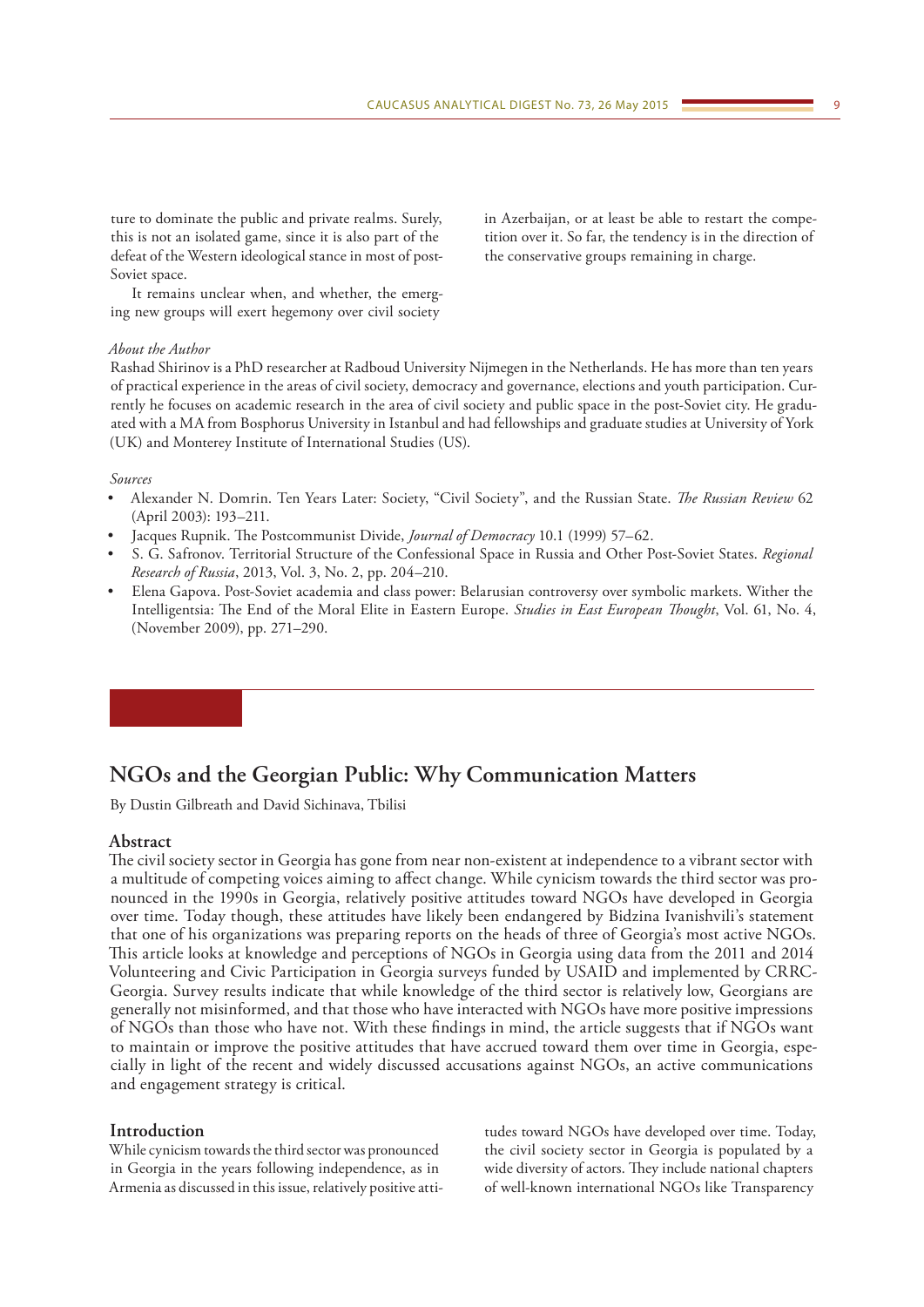ture to dominate the public and private realms. Surely, this is not an isolated game, since it is also part of the defeat of the Western ideological stance in most of post-Soviet space.

It remains unclear when, and whether, the emerging new groups will exert hegemony over civil society in Azerbaijan, or at least be able to restart the competition over it. So far, the tendency is in the direction of the conservative groups remaining in charge.

*About the Author*

Rashad Shirinov is a PhD researcher at Radboud University Nijmegen in the Netherlands. He has more than ten years of practical experience in the areas of civil society, democracy and governance, elections and youth participation. Currently he focuses on academic research in the area of civil society and public space in the post-Soviet city. He graduated with a MA from Bosphorus University in Istanbul and had fellowships and graduate studies at University of York (UK) and Monterey Institute of International Studies (US).

*Sources*

- Alexander N. Domrin. Ten Years Later: Society, "Civil Society", and the Russian State. *The Russian Review* 62 (April 2003): 193–211.
- Jacques Rupnik. The Postcommunist Divide, *Journal of Democracy* 10.1 (1999) 57–62.
- S. G. Safronov. Territorial Structure of the Confessional Space in Russia and Other Post-Soviet States. *Regional Research of Russia*, 2013, Vol. 3, No. 2, pp. 204–210.
- Elena Gapova. Post-Soviet academia and class power: Belarusian controversy over symbolic markets. Wither the Intelligentsia: The End of the Moral Elite in Eastern Europe. *Studies in East European Thought*, Vol. 61, No. 4, (November 2009), pp. 271–290.

## NGOs and the Georgian Public: Why Communication Matters

By Dustin Gilbreath and David Sichinava, Tbilisi

### Abstract

The civil society sector in Georgia has gone from near non-existent at independence to a vibrant sector with a multitude of competing voices aiming to affect change. While cynicism towards the third sector was pronounced in the 1990s in Georgia, relatively positive attitudes toward NGOs have developed in Georgia over time. Today though, these attitudes have likely been endangered by Bidzina Ivanishvili's statement that one of his organizations was preparing reports on the heads of three of Georgia's most active NGOs. This article looks at knowledge and perceptions of NGOs in Georgia using data from the 2011 and 2014 Volunteering and Civic Participation in Georgia surveys funded by USAID and implemented by CRRC-Georgia. Survey results indicate that while knowledge of the third sector is relatively low, Georgians are generally not misinformed, and that those who have interacted with NGOs have more positive impressions of NGOs than those who have not. With these findings in mind, the article suggests that if NGOs want to maintain or improve the positive attitudes that have accrued toward them over time in Georgia, especially in light of the recent and widely discussed accusations against NGOs, an active communications and engagement strategy is critical.

### Introduction

While cynicism towards the third sector was pronounced in Georgia in the years following independence, as in Armenia as discussed in this issue, relatively positive attitudes toward NGOs have developed over time. Today, the civil society sector in Georgia is populated by a wide diversity of actors. They include national chapters of well-known international NGOs like Transparency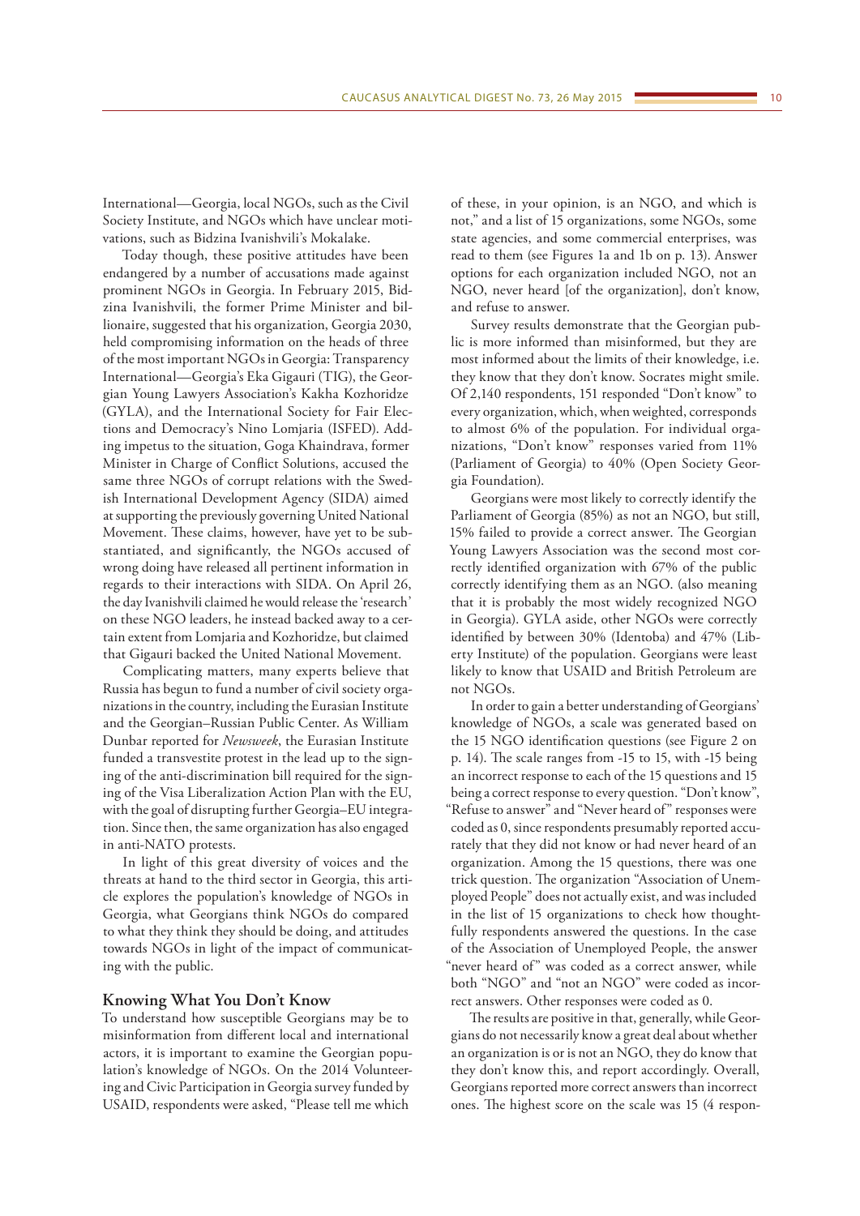International—Georgia, local NGOs, such as the Civil Society Institute, and NGOs which have unclear motivations, such as Bidzina Ivanishvili's Mokalake.

Today though, these positive attitudes have been endangered by a number of accusations made against prominent NGOs in Georgia. In February 2015, Bidzina Ivanishvili, the former Prime Minister and billionaire, suggested that his organization, Georgia 2030, held compromising information on the heads of three of the most important NGOs in Georgia: Transparency International—Georgia's Eka Gigauri (TIG), the Georgian Young Lawyers Association's Kakha Kozhoridze (GYLA), and the International Society for Fair Elections and Democracy's Nino Lomjaria (ISFED). Adding impetus to the situation, Goga Khaindrava, former Minister in Charge of Conflict Solutions, accused the same three NGOs of corrupt relations with the Swedish International Development Agency (SIDA) aimed at supporting the previously governing United National Movement. These claims, however, have yet to be substantiated, and significantly, the NGOs accused of wrong doing have released all pertinent information in regards to their interactions with SIDA. On April 26, the day Ivanishvili claimed he would release the 'research' on these NGO leaders, he instead backed away to a certain extent from Lomjaria and Kozhoridze, but claimed that Gigauri backed the United National Movement.

Complicating matters, many experts believe that Russia has begun to fund a number of civil society organizations in the country, including the Eurasian Institute and the Georgian–Russian Public Center. As William Dunbar reported for *Newsweek*, the Eurasian Institute funded a transvestite protest in the lead up to the signing of the anti-discrimination bill required for the signing of the Visa Liberalization Action Plan with the EU, with the goal of disrupting further Georgia–EU integration. Since then, the same organization has also engaged in anti-NATO protests.

In light of this great diversity of voices and the threats at hand to the third sector in Georgia, this article explores the population's knowledge of NGOs in Georgia, what Georgians think NGOs do compared to what they think they should be doing, and attitudes towards NGOs in light of the impact of communicating with the public.

### Knowing What You Don't Know

To understand how susceptible Georgians may be to misinformation from different local and international actors, it is important to examine the Georgian population's knowledge of NGOs. On the 2014 Volunteering and Civic Participation in Georgia survey funded by USAID, respondents were asked, "Please tell me which of these, in your opinion, is an NGO, and which is not," and a list of 15 organizations, some NGOs, some state agencies, and some commercial enterprises, was read to them (see Figures 1a and 1b on p. 13). Answer options for each organization included NGO, not an NGO, never heard [of the organization], don't know, and refuse to answer.

Survey results demonstrate that the Georgian public is more informed than misinformed, but they are most informed about the limits of their knowledge, i.e. they know that they don't know. Socrates might smile. Of 2,140 respondents, 151 responded "Don't know" to every organization, which, when weighted, corresponds to almost 6% of the population. For individual organizations, "Don't know" responses varied from 11% (Parliament of Georgia) to 40% (Open Society Georgia Foundation).

Georgians were most likely to correctly identify the Parliament of Georgia (85%) as not an NGO, but still, 15% failed to provide a correct answer. The Georgian Young Lawyers Association was the second most correctly identified organization with 67% of the public correctly identifying them as an NGO. (also meaning that it is probably the most widely recognized NGO in Georgia). GYLA aside, other NGOs were correctly identified by between 30% (Identoba) and 47% (Liberty Institute) of the population. Georgians were least likely to know that USAID and British Petroleum are not NGOs.

In order to gain a better understanding of Georgians' knowledge of NGOs, a scale was generated based on the 15 NGO identification questions (see Figure 2 on p. 14). The scale ranges from -15 to 15, with -15 being an incorrect response to each of the 15 questions and 15 being a correct response to every question. "Don't know", "Refuse to answer" and "Never heard of" responses were coded as 0, since respondents presumably reported accurately that they did not know or had never heard of an organization. Among the 15 questions, there was one trick question. The organization "Association of Unemployed People" does not actually exist, and was included in the list of 15 organizations to check how thoughtfully respondents answered the questions. In the case of the Association of Unemployed People, the answer "never heard of" was coded as a correct answer, while both "NGO" and "not an NGO" were coded as incorrect answers. Other responses were coded as 0.

The results are positive in that, generally, while Georgians do not necessarily know a great deal about whether an organization is or is not an NGO, they do know that they don't know this, and report accordingly. Overall, Georgians reported more correct answers than incorrect ones. The highest score on the scale was 15 (4 respon-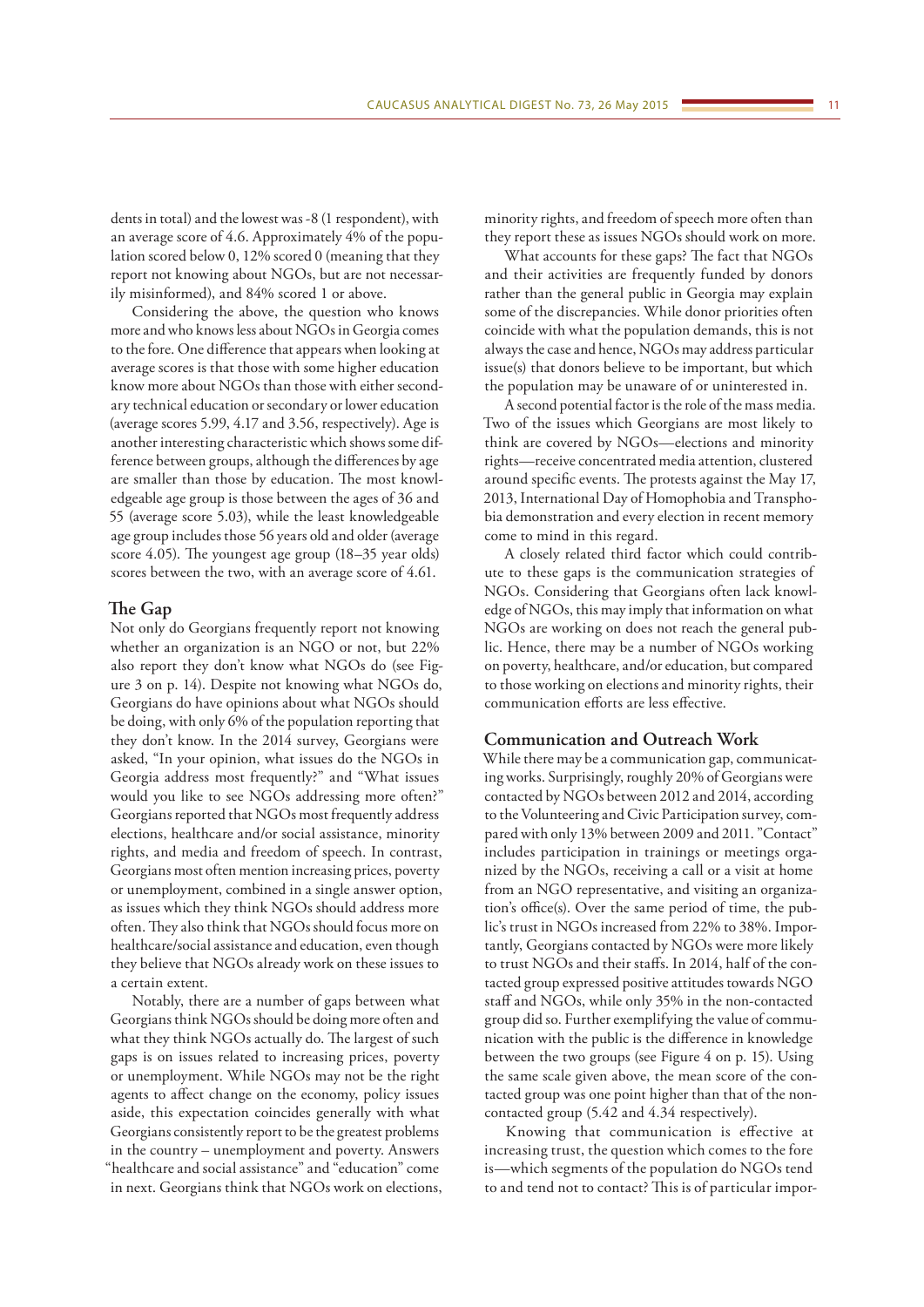dents in total) and the lowest was -8 (1 respondent), with an average score of 4.6. Approximately 4% of the population scored below 0, 12% scored 0 (meaning that they report not knowing about NGOs, but are not necessarily misinformed), and 84% scored 1 or above.

Considering the above, the question who knows more and who knows less about NGOs in Georgia comes to the fore. One difference that appears when looking at average scores is that those with some higher education know more about NGOs than those with either secondary technical education or secondary or lower education (average scores 5.99, 4.17 and 3.56, respectively). Age is another interesting characteristic which shows some difference between groups, although the differences by age are smaller than those by education. The most knowledgeable age group is those between the ages of 36 and 55 (average score 5.03), while the least knowledgeable age group includes those 56 years old and older (average score 4.05). The youngest age group (18–35 year olds) scores between the two, with an average score of 4.61.

## The Gap

Not only do Georgians frequently report not knowing whether an organization is an NGO or not, but 22% also report they don't know what NGOs do (see Figure 3 on p. 14). Despite not knowing what NGOs do, Georgians do have opinions about what NGOs should be doing, with only 6% of the population reporting that they don't know. In the 2014 survey, Georgians were asked, "In your opinion, what issues do the NGOs in Georgia address most frequently?" and "What issues would you like to see NGOs addressing more often?" Georgians reported that NGOs most frequently address elections, healthcare and/or social assistance, minority rights, and media and freedom of speech. In contrast, Georgians most often mention increasing prices, poverty or unemployment, combined in a single answer option, as issues which they think NGOs should address more often. They also think that NGOs should focus more on healthcare/social assistance and education, even though they believe that NGOs already work on these issues to a certain extent.

Notably, there are a number of gaps between what Georgians think NGOs should be doing more often and what they think NGOs actually do. The largest of such gaps is on issues related to increasing prices, poverty or unemployment. While NGOs may not be the right agents to affect change on the economy, policy issues aside, this expectation coincides generally with what Georgians consistently report to be the greatest problems in the country – unemployment and poverty. Answers "healthcare and social assistance" and "education" come in next. Georgians think that NGOs work on elections, minority rights, and freedom of speech more often than they report these as issues NGOs should work on more.

What accounts for these gaps? The fact that NGOs and their activities are frequently funded by donors rather than the general public in Georgia may explain some of the discrepancies. While donor priorities often coincide with what the population demands, this is not always the case and hence, NGOs may address particular issue(s) that donors believe to be important, but which the population may be unaware of or uninterested in.

A second potential factor is the role of the mass media. Two of the issues which Georgians are most likely to think are covered by NGOs—elections and minority rights—receive concentrated media attention, clustered around specific events. The protests against the May 17, 2013, International Day of Homophobia and Transphobia demonstration and every election in recent memory come to mind in this regard.

A closely related third factor which could contribute to these gaps is the communication strategies of NGOs. Considering that Georgians often lack knowledge of NGOs, this may imply that information on what NGOs are working on does not reach the general public. Hence, there may be a number of NGOs working on poverty, healthcare, and/or education, but compared to those working on elections and minority rights, their communication efforts are less effective.

## Communication and Outreach Work

While there may be a communication gap, communicating works. Surprisingly, roughly 20% of Georgians were contacted by NGOs between 2012 and 2014, according to the Volunteering and Civic Participation survey, compared with only 13% between 2009 and 2011. "Contact" includes participation in trainings or meetings organized by the NGOs, receiving a call or a visit at home from an NGO representative, and visiting an organization's office(s). Over the same period of time, the public's trust in NGOs increased from 22% to 38%. Importantly, Georgians contacted by NGOs were more likely to trust NGOs and their staffs. In 2014, half of the contacted group expressed positive attitudes towards NGO staff and NGOs, while only 35% in the non-contacted group did so. Further exemplifying the value of communication with the public is the difference in knowledge between the two groups (see Figure 4 on p. 15). Using the same scale given above, the mean score of the contacted group was one point higher than that of the non-contacted group (5.42 and 4.34 respectively).

Knowing that communication is effective at increasing trust, the question which comes to the fore is—which segments of the population do NGOs tend to and tend not to contact? This is of particular impor-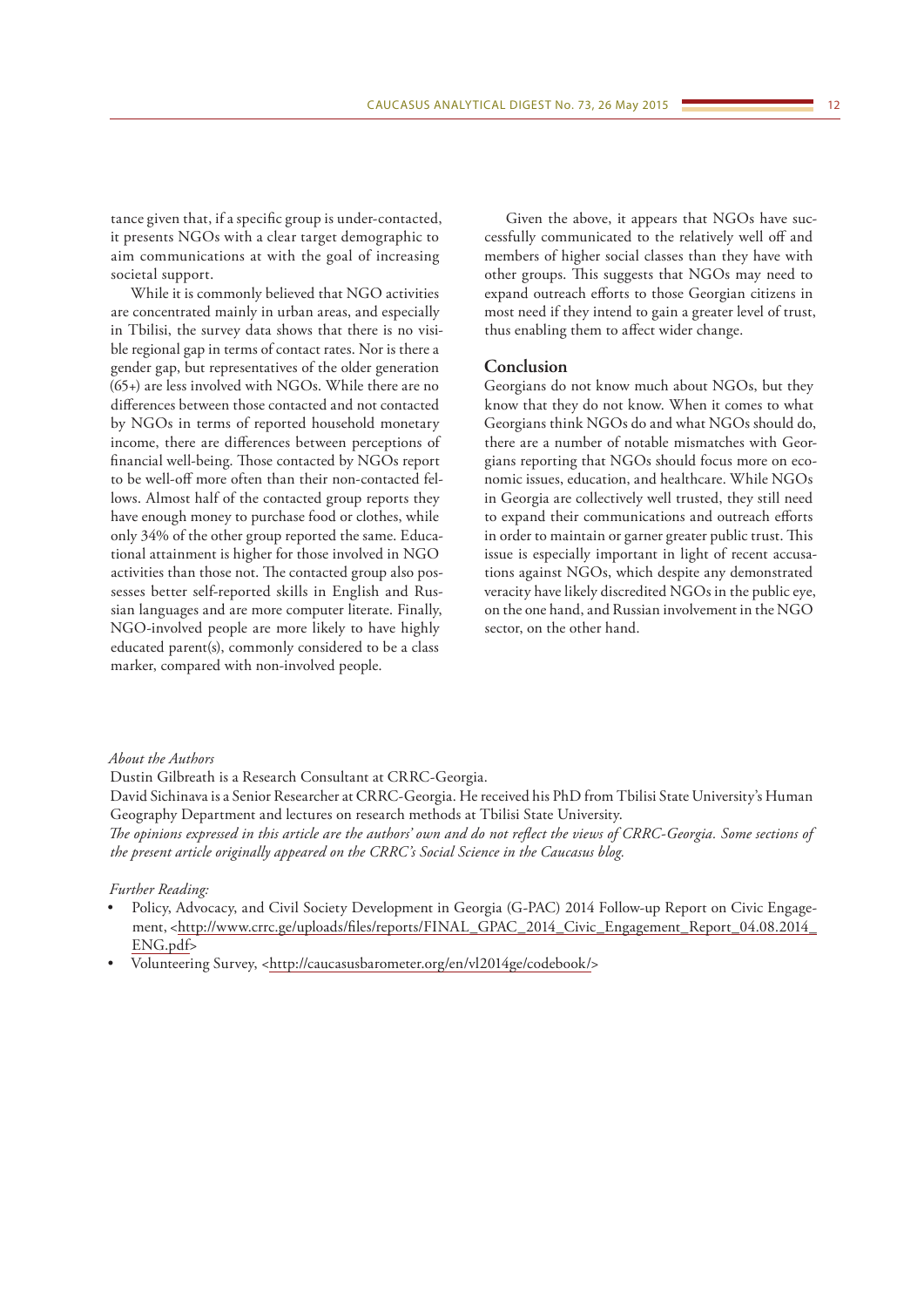tance given that, if a specific group is under-contacted, it presents NGOs with a clear target demographic to aim communications at with the goal of increasing societal support.

While it is commonly believed that NGO activities are concentrated mainly in urban areas, and especially in Tbilisi, the survey data shows that there is no visible regional gap in terms of contact rates. Nor is there a gender gap, but representatives of the older generation (65+) are less involved with NGOs. While there are no differences between those contacted and not contacted by NGOs in terms of reported household monetary income, there are differences between perceptions of financial well-being. Those contacted by NGOs report to be well-off more often than their non-contacted fellows. Almost half of the contacted group reports they have enough money to purchase food or clothes, while only 34% of the other group reported the same. Educational attainment is higher for those involved in NGO activities than those not. The contacted group also possesses better self-reported skills in English and Russian languages and are more computer literate. Finally, NGO-involved people are more likely to have highly educated parent(s), commonly considered to be a class marker, compared with non-involved people.

Given the above, it appears that NGOs have successfully communicated to the relatively well off and members of higher social classes than they have with other groups. This suggests that NGOs may need to expand outreach efforts to those Georgian citizens in most need if they intend to gain a greater level of trust, thus enabling them to affect wider change.

## Conclusion

Georgians do not know much about NGOs, but they know that they do not know. When it comes to what Georgians think NGOs do and what NGOs should do, there are a number of notable mismatches with Georgians reporting that NGOs should focus more on economic issues, education, and healthcare. While NGOs in Georgia are collectively well trusted, they still need to expand their communications and outreach efforts in order to maintain or garner greater public trust. This issue is especially important in light of recent accusations against NGOs, which despite any demonstrated veracity have likely discredited NGOs in the public eye, on the one hand, and Russian involvement in the NGO sector, on the other hand.

*About the Authors*

Dustin Gilbreath is a Research Consultant at CRRC-Georgia.

David Sichinava is a Senior Researcher at CRRC-Georgia. He received his PhD from Tbilisi State University's Human Geography Department and lectures on research methods at Tbilisi State University.

*The opinions expressed in this article are the authors' own and do not reflect the views of CRRC-Georgia. Some sections of the present article originally appeared on the CRRC's Social Science in the Caucasus blog.*

*Further Reading:*

- Policy, Advocacy, and Civil Society Development in Georgia (G-PAC) 2014 Follow-up Report on Civic Engagement, <http://www.crrc.ge/uploads/files/reports/FINAL_GPAC_2014_Civic_Engagement_Report_04.08.2014_ENG.pdf>
- Volunteering Survey, <http://caucasusbarometer.org/en/vl2014ge/codebook/>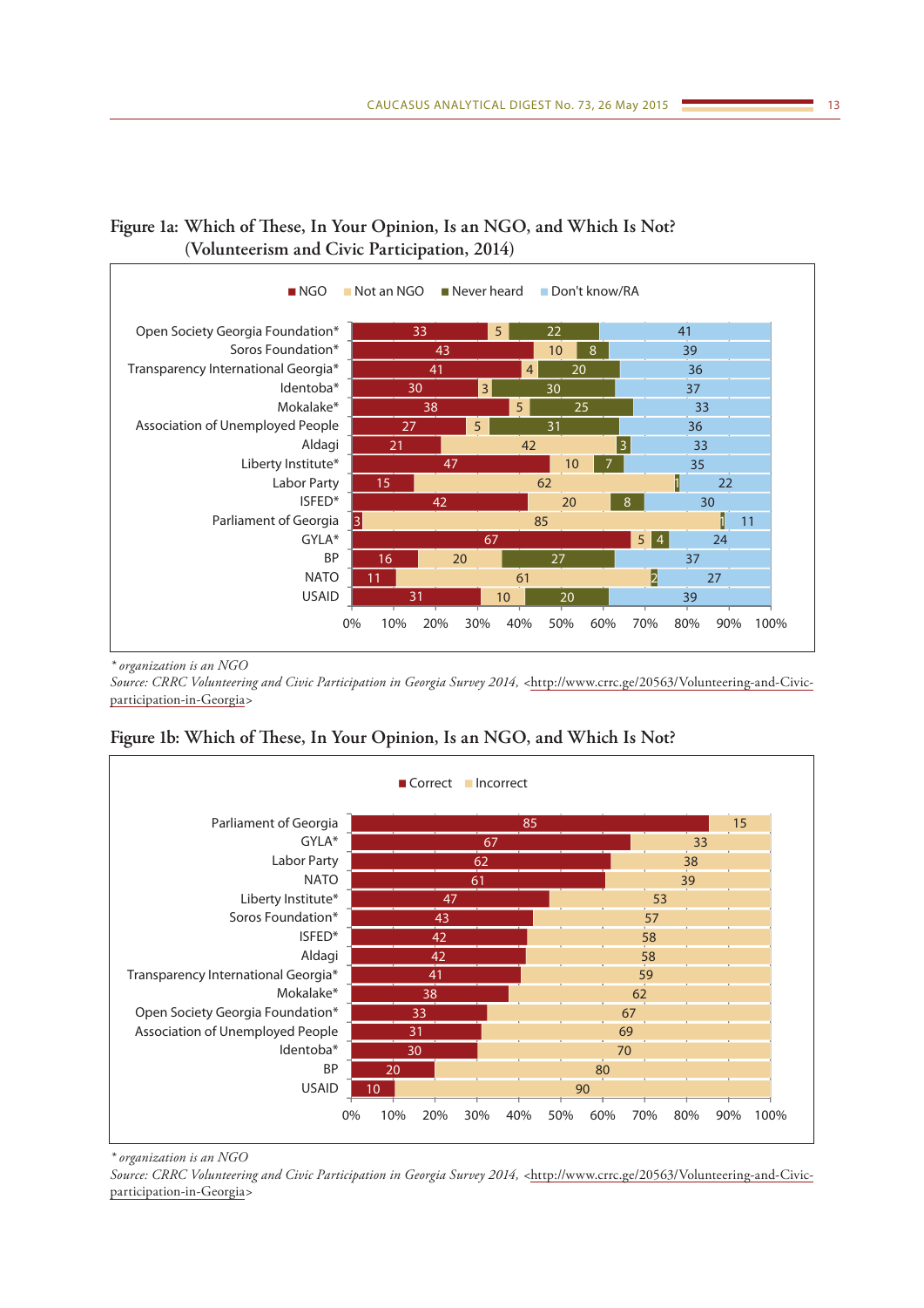## Figure 1a: Which of These, In Your Opinion, Is an NGO, and Which Is Not? (Volunteerism and Civic Participation, 2014)

| | NGO | Not an NGO | Never heard | Don't know/RA |
|---|---|---|---|---|
| Open Society Georgia Foundation* | 33 | 5 | 22 | 41 |
| Soros Foundation* | 43 | 10 | 8 | 39 |
| Transparency International Georgia* | 41 | 4 | 20 | 36 |
| Identoba* | 30 | 3 | 30 | 37 |
| Mokalake* | 38 | 5 | 25 | 33 |
| Association of Unemployed People | 27 | 5 | 31 | 36 |
| Aldagi | 21 | 42 | 3 | 33 |
| Liberty Institute* | 47 | 10 | 7 | 35 |
| Labor Party | 15 | 62 | 1 | 22 |
| ISFED* | 42 | 20 | 8 | 30 |
| Parliament of Georgia | 3 | 85 | 1 | 11 |
| GYLA* | 67 | 5 | 4 | 24 |
| BP | 16 | 20 | 27 | 37 |
| NATO | 11 | 61 | 2 | 27 |
| USAID | 31 | 10 | 20 | 39 |

*\* organization is an NGO*

*Source: CRRC Volunteering and Civic Participation in Georgia Survey 2014,* <http://www.crrc.ge/20563/Volunteering-and-Civic-participation-in-Georgia>

## Figure 1b: Which of These, In Your Opinion, Is an NGO, and Which Is Not?

| | Correct | Incorrect |
|---|---|---|
| Parliament of Georgia | 85 | 15 |
| GYLA* | 67 | 33 |
| Labor Party | 62 | 38 |
| NATO | 61 | 39 |
| Liberty Institute* | 47 | 53 |
| Soros Foundation* | 43 | 57 |
| ISFED* | 42 | 58 |
| Aldagi | 42 | 58 |
| Transparency International Georgia* | 41 | 59 |
| Mokalake* | 38 | 62 |
| Open Society Georgia Foundation* | 33 | 67 |
| Association of Unemployed People | 31 | 69 |
| Identoba* | 30 | 70 |
| BP | 20 | 80 |
| USAID | 10 | 90 |

*\* organization is an NGO*

*Source: CRRC Volunteering and Civic Participation in Georgia Survey 2014,* <http://www.crrc.ge/20563/Volunteering-and-Civic-participation-in-Georgia>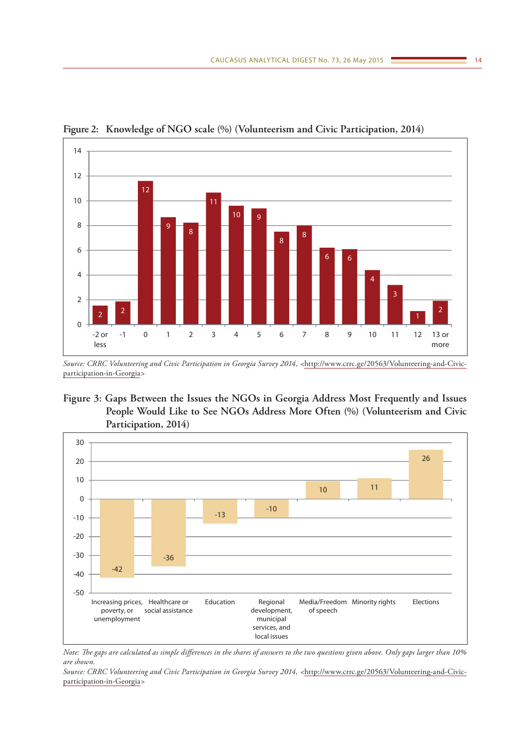**Figure 2: Knowledge of NGO scale (%) (Volunteerism and Civic Participation, 2014)**

| Scale | % |
|---|---|
| -2 or less | 2 |
| -1 | 2 |
| 0 | 12 |
| 1 | 9 |
| 2 | 8 |
| 3 | 11 |
| 4 | 10 |
| 5 | 9 |
| 6 | 8 |
| 7 | 8 |
| 8 | 6 |
| 9 | 6 |
| 10 | 4 |
| 11 | 3 |
| 12 | 1 |
| 13 or more | 2 |

*Source: CRRC Volunteering and Civic Participation in Georgia Survey 2014,* <http://www.crrc.ge/20563/Volunteering-and-Civic-participation-in-Georgia>

**Figure 3: Gaps Between the Issues the NGOs in Georgia Address Most Frequently and Issues People Would Like to See NGOs Address More Often (%) (Volunteerism and Civic Participation, 2014)**

| Issue | Gap |
|---|---|
| Increasing prices, poverty, or unemployment | -42 |
| Healthcare or social assistance | -36 |
| Education | -13 |
| Regional development, municipal services, and local issues | -10 |
| Media/Freedom of speech | 10 |
| Minority rights | 11 |
| Elections | 26 |

*Note: The gaps are calculated as simple differences in the shares of answers to the two questions given above. Only gaps larger than 10% are shown.*

*Source: CRRC Volunteering and Civic Participation in Georgia Survey 2014,* <http://www.crrc.ge/20563/Volunteering-and-Civic-participation-in-Georgia>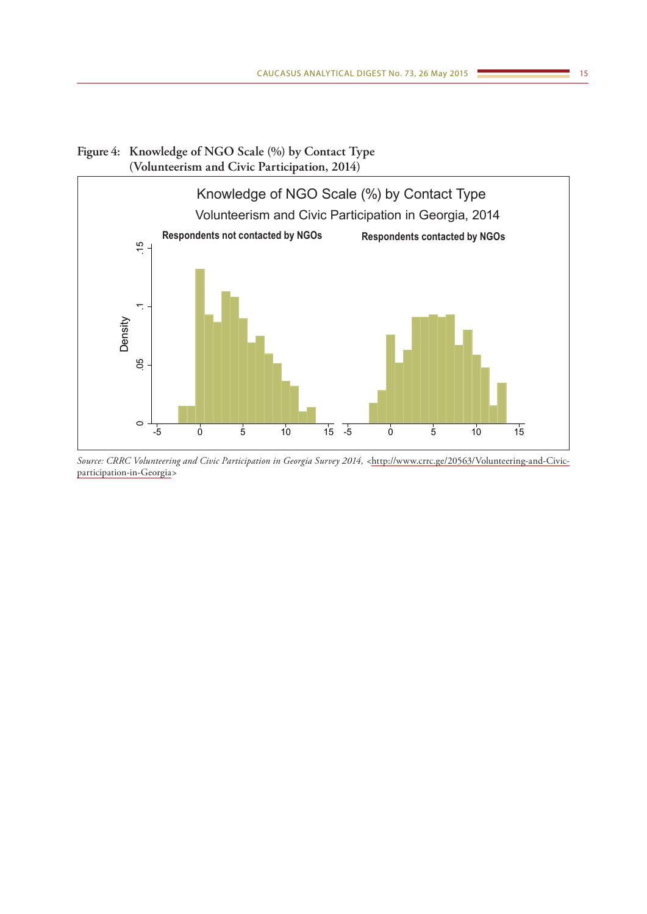**Figure 4: Knowledge of NGO Scale (%) by Contact Type (Volunteerism and Civic Participation, 2014)**

*Source: CRRC Volunteering and Civic Participation in Georgia Survey 2014,* <http://www.crrc.ge/20563/Volunteering-and-Civic-participation-in-Georgia>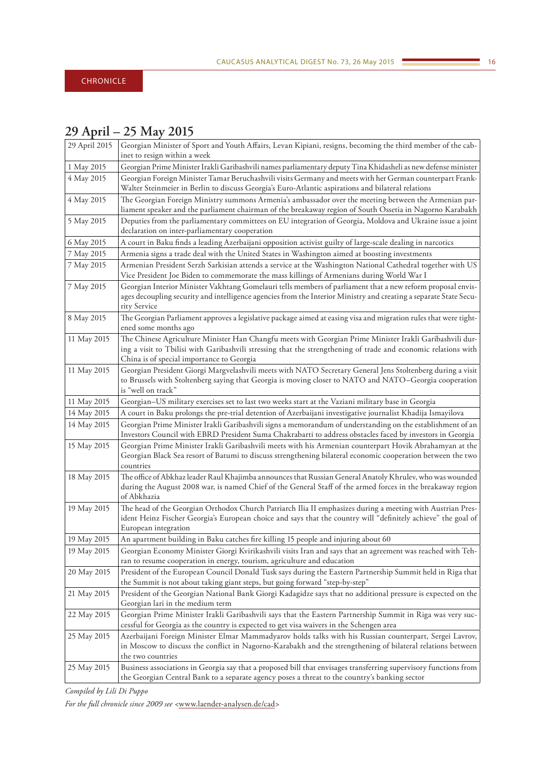CHRONICLE

## 29 April – 25 May 2015

| | |
|---|---|
| 29 April 2015 | Georgian Minister of Sport and Youth Affairs, Levan Kipiani, resigns, becoming the third member of the cabinet to resign within a week |
| 1 May 2015 | Georgian Prime Minister Irakli Garibashvili names parliamentary deputy Tina Khidasheli as new defense minister |
| 4 May 2015 | Georgian Foreign Minister Tamar Beruchashvili visits Germany and meets with her German counterpart Frank-Walter Steinmeier in Berlin to discuss Georgia's Euro-Atlantic aspirations and bilateral relations |
| 4 May 2015 | The Georgian Foreign Ministry summons Armenia's ambassador over the meeting between the Armenian parliament speaker and the parliament chairman of the breakaway region of South Ossetia in Nagorno Karabakh |
| 5 May 2015 | Deputies from the parliamentary committees on EU integration of Georgia, Moldova and Ukraine issue a joint declaration on inter-parliamentary cooperation |
| 6 May 2015 | A court in Baku finds a leading Azerbaijani opposition activist guilty of large-scale dealing in narcotics |
| 7 May 2015 | Armenia signs a trade deal with the United States in Washington aimed at boosting investments |
| 7 May 2015 | Armenian President Serzh Sarkisian attends a service at the Washington National Cathedral together with US Vice President Joe Biden to commemorate the mass killings of Armenians during World War I |
| 7 May 2015 | Georgian Interior Minister Vakhtang Gomelauri tells members of parliament that a new reform proposal envisages decoupling security and intelligence agencies from the Interior Ministry and creating a separate State Security Service |
| 8 May 2015 | The Georgian Parliament approves a legislative package aimed at easing visa and migration rules that were tightened some months ago |
| 11 May 2015 | The Chinese Agriculture Minister Han Changfu meets with Georgian Prime Minister Irakli Garibashvili during a visit to Tbilisi with Garibashvili stressing that the strengthening of trade and economic relations with China is of special importance to Georgia |
| 11 May 2015 | Georgian President Giorgi Margvelashvili meets with NATO Secretary General Jens Stoltenberg during a visit to Brussels with Stoltenberg saying that Georgia is moving closer to NATO and NATO–Georgia cooperation is "well on track" |
| 11 May 2015 | Georgian–US military exercises set to last two weeks start at the Vaziani military base in Georgia |
| 14 May 2015 | A court in Baku prolongs the pre-trial detention of Azerbaijani investigative journalist Khadija Ismayilova |
| 14 May 2015 | Georgian Prime Minister Irakli Garibashvili signs a memorandum of understanding on the establishment of an Investors Council with EBRD President Suma Chakrabarti to address obstacles faced by investors in Georgia |
| 15 May 2015 | Georgian Prime Minister Irakli Garibashvili meets with his Armenian counterpart Hovik Abrahamyan at the Georgian Black Sea resort of Batumi to discuss strengthening bilateral economic cooperation between the two countries |
| 18 May 2015 | The office of Abkhaz leader Raul Khajimba announces that Russian General Anatoly Khrulev, who was wounded during the August 2008 war, is named Chief of the General Staff of the armed forces in the breakaway region of Abkhazia |
| 19 May 2015 | The head of the Georgian Orthodox Church Patriarch Ilia II emphasizes during a meeting with Austrian President Heinz Fischer Georgia's European choice and says that the country will "definitely achieve" the goal of European integration |
| 19 May 2015 | An apartment building in Baku catches fire killing 15 people and injuring about 60 |
| 19 May 2015 | Georgian Economy Minister Giorgi Kvirikashvili visits Iran and says that an agreement was reached with Tehran to resume cooperation in energy, tourism, agriculture and education |
| 20 May 2015 | President of the European Council Donald Tusk says during the Eastern Partnership Summit held in Riga that the Summit is not about taking giant steps, but going forward "step-by-step" |
| 21 May 2015 | President of the Georgian National Bank Giorgi Kadagidze says that no additional pressure is expected on the Georgian lari in the medium term |
| 22 May 2015 | Georgian Prime Minister Irakli Garibashvili says that the Eastern Partnership Summit in Riga was very successful for Georgia as the country is expected to get visa waivers in the Schengen area |
| 25 May 2015 | Azerbaijani Foreign Minister Elmar Mammadyarov holds talks with his Russian counterpart, Sergei Lavrov, in Moscow to discuss the conflict in Nagorno-Karabakh and the strengthening of bilateral relations between the two countries |
| 25 May 2015 | Business associations in Georgia say that a proposed bill that envisages transferring supervisory functions from the Georgian Central Bank to a separate agency poses a threat to the country's banking sector |

*Compiled by Lili Di Puppo*

*For the full chronicle since 2009 see* <www.laender-analysen.de/cad>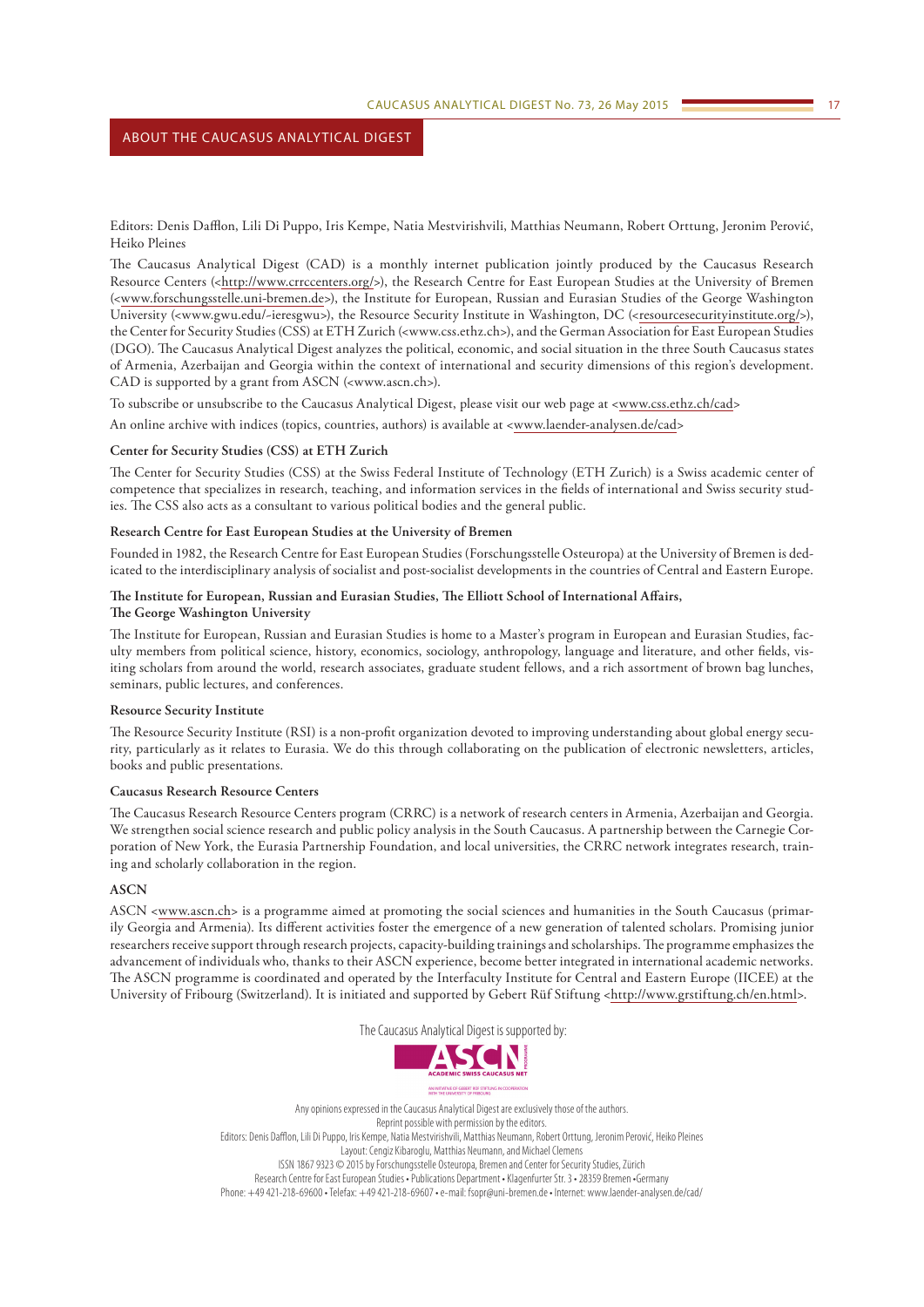## ABOUT THE CAUCASUS ANALYTICAL DIGEST

Editors: Denis Dafflon, Lili Di Puppo, Iris Kempe, Natia Mestvirishvili, Matthias Neumann, Robert Orttung, Jeronim Perović, Heiko Pleines

The Caucasus Analytical Digest (CAD) is a monthly internet publication jointly produced by the Caucasus Research Resource Centers (<http://www.crrccenters.org/>), the Research Centre for East European Studies at the University of Bremen (<www.forschungsstelle.uni-bremen.de>), the Institute for European, Russian and Eurasian Studies of the George Washington University (<www.gwu.edu/~ieresgwu>), the Resource Security Institute in Washington, DC (<resourcesecurityinstitute.org/>), the Center for Security Studies (CSS) at ETH Zurich (<www.css.ethz.ch>), and the German Association for East European Studies (DGO). The Caucasus Analytical Digest analyzes the political, economic, and social situation in the three South Caucasus states of Armenia, Azerbaijan and Georgia within the context of international and security dimensions of this region's development. CAD is supported by a grant from ASCN (<www.ascn.ch>).

To subscribe or unsubscribe to the Caucasus Analytical Digest, please visit our web page at <www.css.ethz.ch/cad>

An online archive with indices (topics, countries, authors) is available at <www.laender-analysen.de/cad>

**Center for Security Studies (CSS) at ETH Zurich**

The Center for Security Studies (CSS) at the Swiss Federal Institute of Technology (ETH Zurich) is a Swiss academic center of competence that specializes in research, teaching, and information services in the fields of international and Swiss security studies. The CSS also acts as a consultant to various political bodies and the general public.

**Research Centre for East European Studies at the University of Bremen**

Founded in 1982, the Research Centre for East European Studies (Forschungsstelle Osteuropa) at the University of Bremen is dedicated to the interdisciplinary analysis of socialist and post-socialist developments in the countries of Central and Eastern Europe.

**The Institute for European, Russian and Eurasian Studies, The Elliott School of International Affairs, The George Washington University**

The Institute for European, Russian and Eurasian Studies is home to a Master's program in European and Eurasian Studies, faculty members from political science, history, economics, sociology, anthropology, language and literature, and other fields, visiting scholars from around the world, research associates, graduate student fellows, and a rich assortment of brown bag lunches, seminars, public lectures, and conferences.

**Resource Security Institute**

The Resource Security Institute (RSI) is a non-profit organization devoted to improving understanding about global energy security, particularly as it relates to Eurasia. We do this through collaborating on the publication of electronic newsletters, articles, books and public presentations.

**Caucasus Research Resource Centers**

The Caucasus Research Resource Centers program (CRRC) is a network of research centers in Armenia, Azerbaijan and Georgia. We strengthen social science research and public policy analysis in the South Caucasus. A partnership between the Carnegie Corporation of New York, the Eurasia Partnership Foundation, and local universities, the CRRC network integrates research, training and scholarly collaboration in the region.

**ASCN**

ASCN <www.ascn.ch> is a programme aimed at promoting the social sciences and humanities in the South Caucasus (primarily Georgia and Armenia). Its different activities foster the emergence of a new generation of talented scholars. Promising junior researchers receive support through research projects, capacity-building trainings and scholarships. The programme emphasizes the advancement of individuals who, thanks to their ASCN experience, become better integrated in international academic networks. The ASCN programme is coordinated and operated by the Interfaculty Institute for Central and Eastern Europe (IICEE) at the University of Fribourg (Switzerland). It is initiated and supported by Gebert Rüf Stiftung <http://www.grstiftung.ch/en.html>.

The Caucasus Analytical Digest is supported by:

ASCN ACADEMIC SWISS CAUCASUS NET PROGRAMME

AN INITIATIVE OF GEBERT RÜF STIFTUNG IN COOPERATION WITH THE UNIVERSITY OF FRIBOURG

Any opinions expressed in the Caucasus Analytical Digest are exclusively those of the authors.
Reprint possible with permission by the editors.
Editors: Denis Dafflon, Lili Di Puppo, Iris Kempe, Natia Mestvirishvili, Matthias Neumann, Robert Orttung, Jeronim Perović, Heiko Pleines
Layout: Cengiz Kibaroglu, Matthias Neumann, and Michael Clemens
ISSN 1867 9323 © 2015 by Forschungsstelle Osteuropa, Bremen and Center for Security Studies, Zürich
Research Centre for East European Studies • Publications Department • Klagenfurter Str. 3 • 28359 Bremen • Germany
Phone: +49 421-218-69600 • Telefax: +49 421-218-69607 • e-mail: fsopr@uni-bremen.de • Internet: www.laender-analysen.de/cad/